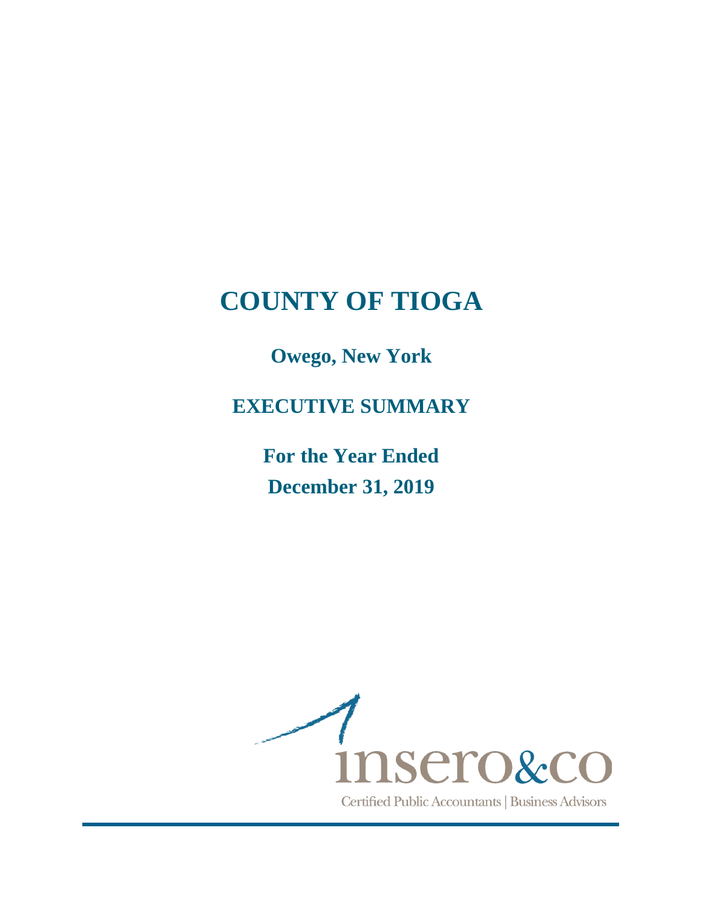# COUNTY OF TIOGA

## Owego, New York

## EXECUTIVE SUMMARY

## For the Year Ended December 31, 2019

insero&co

Certified Public Accountants | Business Advisors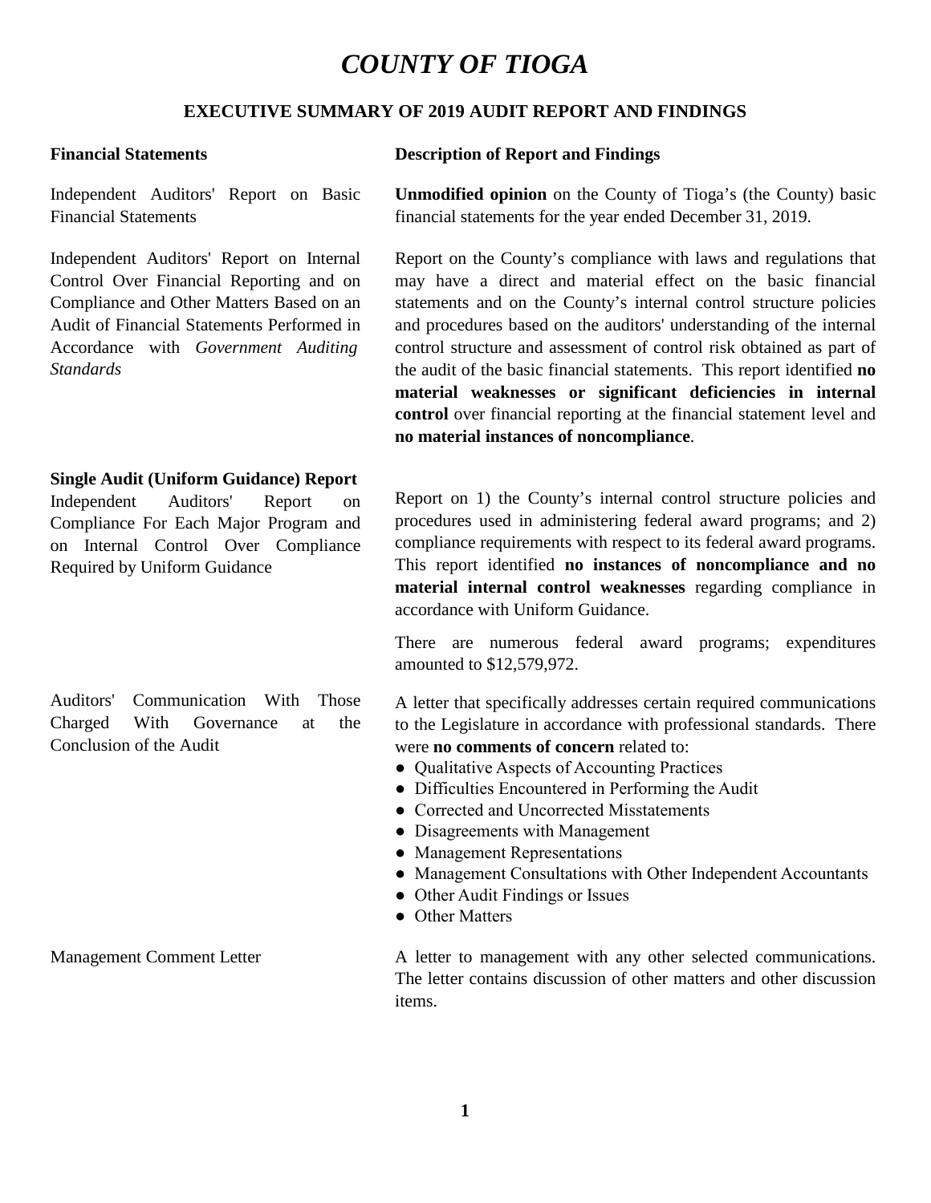# *COUNTY OF TIOGA*

## EXECUTIVE SUMMARY OF 2019 AUDIT REPORT AND FINDINGS

| **Financial Statements** | **Description of Report and Findings** |
|---|---|
| Independent Auditors' Report on Basic Financial Statements | **Unmodified opinion** on the County of Tioga's (the County) basic financial statements for the year ended December 31, 2019. |
| Independent Auditors' Report on Internal Control Over Financial Reporting and on Compliance and Other Matters Based on an Audit of Financial Statements Performed in Accordance with *Government Auditing Standards* | Report on the County's compliance with laws and regulations that may have a direct and material effect on the basic financial statements and on the County's internal control structure policies and procedures based on the auditors' understanding of the internal control structure and assessment of control risk obtained as part of the audit of the basic financial statements. This report identified **no material weaknesses or significant deficiencies in internal control** over financial reporting at the financial statement level and **no material instances of noncompliance**. |
| **Single Audit (Uniform Guidance) Report**<br>Independent Auditors' Report on Compliance For Each Major Program and on Internal Control Over Compliance Required by Uniform Guidance | Report on 1) the County's internal control structure policies and procedures used in administering federal award programs; and 2) compliance requirements with respect to its federal award programs. This report identified **no instances of noncompliance and no material internal control weaknesses** regarding compliance in accordance with Uniform Guidance.<br><br>There are numerous federal award programs; expenditures amounted to $12,579,972. |
| Auditors' Communication With Those Charged With Governance at the Conclusion of the Audit | A letter that specifically addresses certain required communications to the Legislature in accordance with professional standards. There were **no comments of concern** related to:<br>● Qualitative Aspects of Accounting Practices<br>● Difficulties Encountered in Performing the Audit<br>● Corrected and Uncorrected Misstatements<br>● Disagreements with Management<br>● Management Representations<br>● Management Consultations with Other Independent Accountants<br>● Other Audit Findings or Issues<br>● Other Matters |
| Management Comment Letter | A letter to management with any other selected communications. The letter contains discussion of other matters and other discussion items. |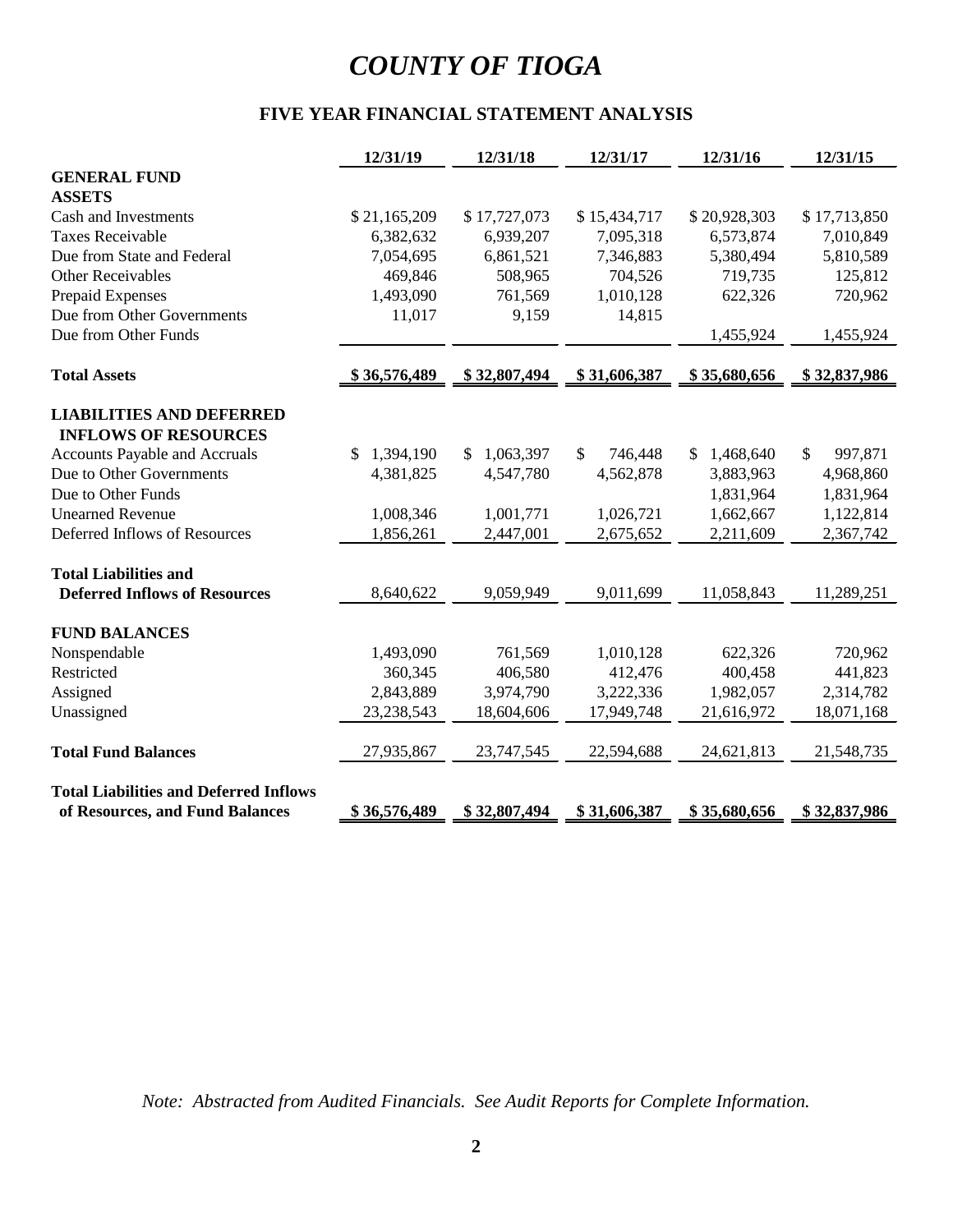# *COUNTY OF TIOGA*

## FIVE YEAR FINANCIAL STATEMENT ANALYSIS

| | 12/31/19 | 12/31/18 | 12/31/17 | 12/31/16 | 12/31/15 |
|---|---|---|---|---|---|
| **GENERAL FUND** | | | | | |
| **ASSETS** | | | | | |
| Cash and Investments | $ 21,165,209 | $ 17,727,073 | $ 15,434,717 | $ 20,928,303 | $ 17,713,850 |
| Taxes Receivable | 6,382,632 | 6,939,207 | 7,095,318 | 6,573,874 | 7,010,849 |
| Due from State and Federal | 7,054,695 | 6,861,521 | 7,346,883 | 5,380,494 | 5,810,589 |
| Other Receivables | 469,846 | 508,965 | 704,526 | 719,735 | 125,812 |
| Prepaid Expenses | 1,493,090 | 761,569 | 1,010,128 | 622,326 | 720,962 |
| Due from Other Governments | 11,017 | 9,159 | 14,815 | | |
| Due from Other Funds | | | | 1,455,924 | 1,455,924 |
| **Total Assets** | **$ 36,576,489** | **$ 32,807,494** | **$ 31,606,387** | **$ 35,680,656** | **$ 32,837,986** |
| **LIABILITIES AND DEFERRED INFLOWS OF RESOURCES** | | | | | |
| Accounts Payable and Accruals | $ 1,394,190 | $ 1,063,397 | $ 746,448 | $ 1,468,640 | $ 997,871 |
| Due to Other Governments | 4,381,825 | 4,547,780 | 4,562,878 | 3,883,963 | 4,968,860 |
| Due to Other Funds | | | | 1,831,964 | 1,831,964 |
| Unearned Revenue | 1,008,346 | 1,001,771 | 1,026,721 | 1,662,667 | 1,122,814 |
| Deferred Inflows of Resources | 1,856,261 | 2,447,001 | 2,675,652 | 2,211,609 | 2,367,742 |
| **Total Liabilities and Deferred Inflows of Resources** | 8,640,622 | 9,059,949 | 9,011,699 | 11,058,843 | 11,289,251 |
| **FUND BALANCES** | | | | | |
| Nonspendable | 1,493,090 | 761,569 | 1,010,128 | 622,326 | 720,962 |
| Restricted | 360,345 | 406,580 | 412,476 | 400,458 | 441,823 |
| Assigned | 2,843,889 | 3,974,790 | 3,222,336 | 1,982,057 | 2,314,782 |
| Unassigned | 23,238,543 | 18,604,606 | 17,949,748 | 21,616,972 | 18,071,168 |
| **Total Fund Balances** | 27,935,867 | 23,747,545 | 22,594,688 | 24,621,813 | 21,548,735 |
| **Total Liabilities and Deferred Inflows of Resources, and Fund Balances** | **$ 36,576,489** | **$ 32,807,494** | **$ 31,606,387** | **$ 35,680,656** | **$ 32,837,986** |

*Note: Abstracted from Audited Financials. See Audit Reports for Complete Information.*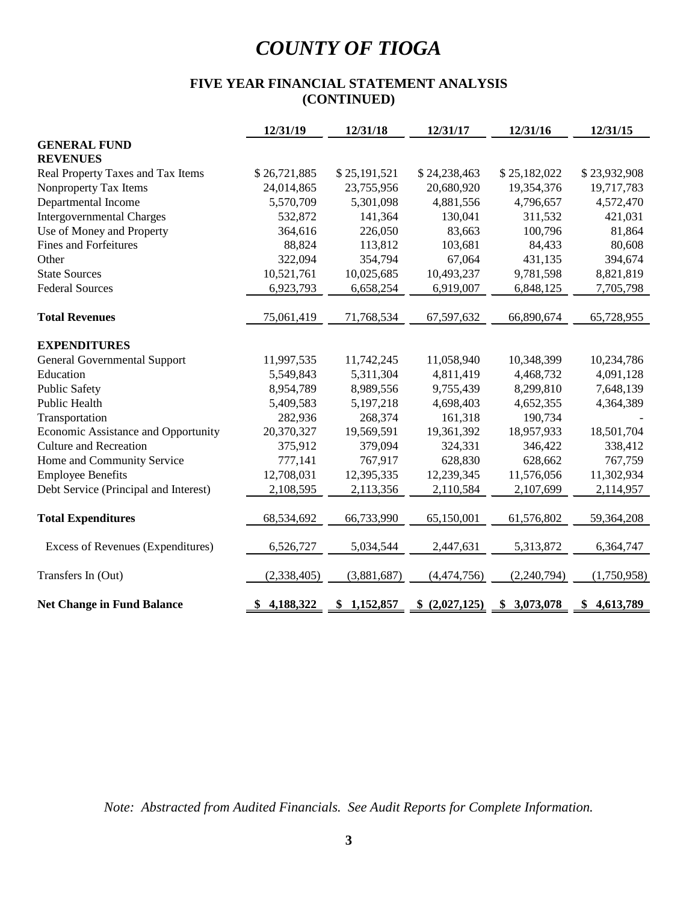# COUNTY OF TIOGA

## FIVE YEAR FINANCIAL STATEMENT ANALYSIS (CONTINUED)

| | 12/31/19 | 12/31/18 | 12/31/17 | 12/31/16 | 12/31/15 |
|---|---|---|---|---|---|
| **GENERAL FUND** | | | | | |
| **REVENUES** | | | | | |
| Real Property Taxes and Tax Items | $ 26,721,885 | $ 25,191,521 | $ 24,238,463 | $ 25,182,022 | $ 23,932,908 |
| Nonproperty Tax Items | 24,014,865 | 23,755,956 | 20,680,920 | 19,354,376 | 19,717,783 |
| Departmental Income | 5,570,709 | 5,301,098 | 4,881,556 | 4,796,657 | 4,572,470 |
| Intergovernmental Charges | 532,872 | 141,364 | 130,041 | 311,532 | 421,031 |
| Use of Money and Property | 364,616 | 226,050 | 83,663 | 100,796 | 81,864 |
| Fines and Forfeitures | 88,824 | 113,812 | 103,681 | 84,433 | 80,608 |
| Other | 322,094 | 354,794 | 67,064 | 431,135 | 394,674 |
| State Sources | 10,521,761 | 10,025,685 | 10,493,237 | 9,781,598 | 8,821,819 |
| Federal Sources | 6,923,793 | 6,658,254 | 6,919,007 | 6,848,125 | 7,705,798 |
| **Total Revenues** | 75,061,419 | 71,768,534 | 67,597,632 | 66,890,674 | 65,728,955 |
| **EXPENDITURES** | | | | | |
| General Governmental Support | 11,997,535 | 11,742,245 | 11,058,940 | 10,348,399 | 10,234,786 |
| Education | 5,549,843 | 5,311,304 | 4,811,419 | 4,468,732 | 4,091,128 |
| Public Safety | 8,954,789 | 8,989,556 | 9,755,439 | 8,299,810 | 7,648,139 |
| Public Health | 5,409,583 | 5,197,218 | 4,698,403 | 4,652,355 | 4,364,389 |
| Transportation | 282,936 | 268,374 | 161,318 | 190,734 | - |
| Economic Assistance and Opportunity | 20,370,327 | 19,569,591 | 19,361,392 | 18,957,933 | 18,501,704 |
| Culture and Recreation | 375,912 | 379,094 | 324,331 | 346,422 | 338,412 |
| Home and Community Service | 777,141 | 767,917 | 628,830 | 628,662 | 767,759 |
| Employee Benefits | 12,708,031 | 12,395,335 | 12,239,345 | 11,576,056 | 11,302,934 |
| Debt Service (Principal and Interest) | 2,108,595 | 2,113,356 | 2,110,584 | 2,107,699 | 2,114,957 |
| **Total Expenditures** | 68,534,692 | 66,733,990 | 65,150,001 | 61,576,802 | 59,364,208 |
| Excess of Revenues (Expenditures) | 6,526,727 | 5,034,544 | 2,447,631 | 5,313,872 | 6,364,747 |
| Transfers In (Out) | (2,338,405) | (3,881,687) | (4,474,756) | (2,240,794) | (1,750,958) |
| **Net Change in Fund Balance** | **$ 4,188,322** | **$ 1,152,857** | **$ (2,027,125)** | **$ 3,073,078** | **$ 4,613,789** |

*Note: Abstracted from Audited Financials. See Audit Reports for Complete Information.*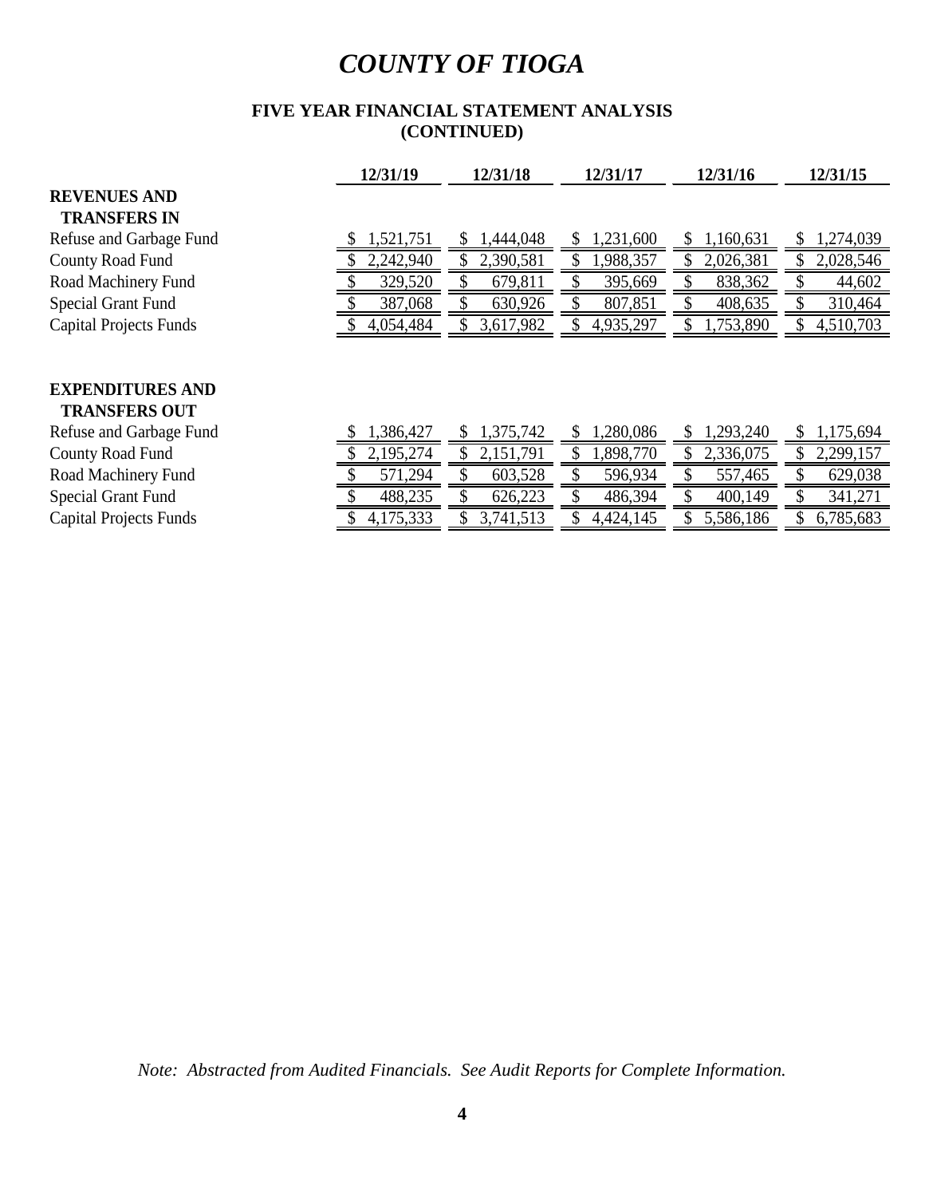# COUNTY OF TIOGA

**FIVE YEAR FINANCIAL STATEMENT ANALYSIS (CONTINUED)**

| | 12/31/19 | 12/31/18 | 12/31/17 | 12/31/16 | 12/31/15 |
|---|---|---|---|---|---|
| **REVENUES AND TRANSFERS IN** | | | | | |
| Refuse and Garbage Fund | $ 1,521,751 | $ 1,444,048 | $ 1,231,600 | $ 1,160,631 | $ 1,274,039 |
| County Road Fund | $ 2,242,940 | $ 2,390,581 | $ 1,988,357 | $ 2,026,381 | $ 2,028,546 |
| Road Machinery Fund | $ 329,520 | $ 679,811 | $ 395,669 | $ 838,362 | $ 44,602 |
| Special Grant Fund | $ 387,068 | $ 630,926 | $ 807,851 | $ 408,635 | $ 310,464 |
| Capital Projects Funds | $ 4,054,484 | $ 3,617,982 | $ 4,935,297 | $ 1,753,890 | $ 4,510,703 |
| **EXPENDITURES AND TRANSFERS OUT** | | | | | |
| Refuse and Garbage Fund | $ 1,386,427 | $ 1,375,742 | $ 1,280,086 | $ 1,293,240 | $ 1,175,694 |
| County Road Fund | $ 2,195,274 | $ 2,151,791 | $ 1,898,770 | $ 2,336,075 | $ 2,299,157 |
| Road Machinery Fund | $ 571,294 | $ 603,528 | $ 596,934 | $ 557,465 | $ 629,038 |
| Special Grant Fund | $ 488,235 | $ 626,223 | $ 486,394 | $ 400,149 | $ 341,271 |
| Capital Projects Funds | $ 4,175,333 | $ 3,741,513 | $ 4,424,145 | $ 5,586,186 | $ 6,785,683 |

*Note: Abstracted from Audited Financials. See Audit Reports for Complete Information.*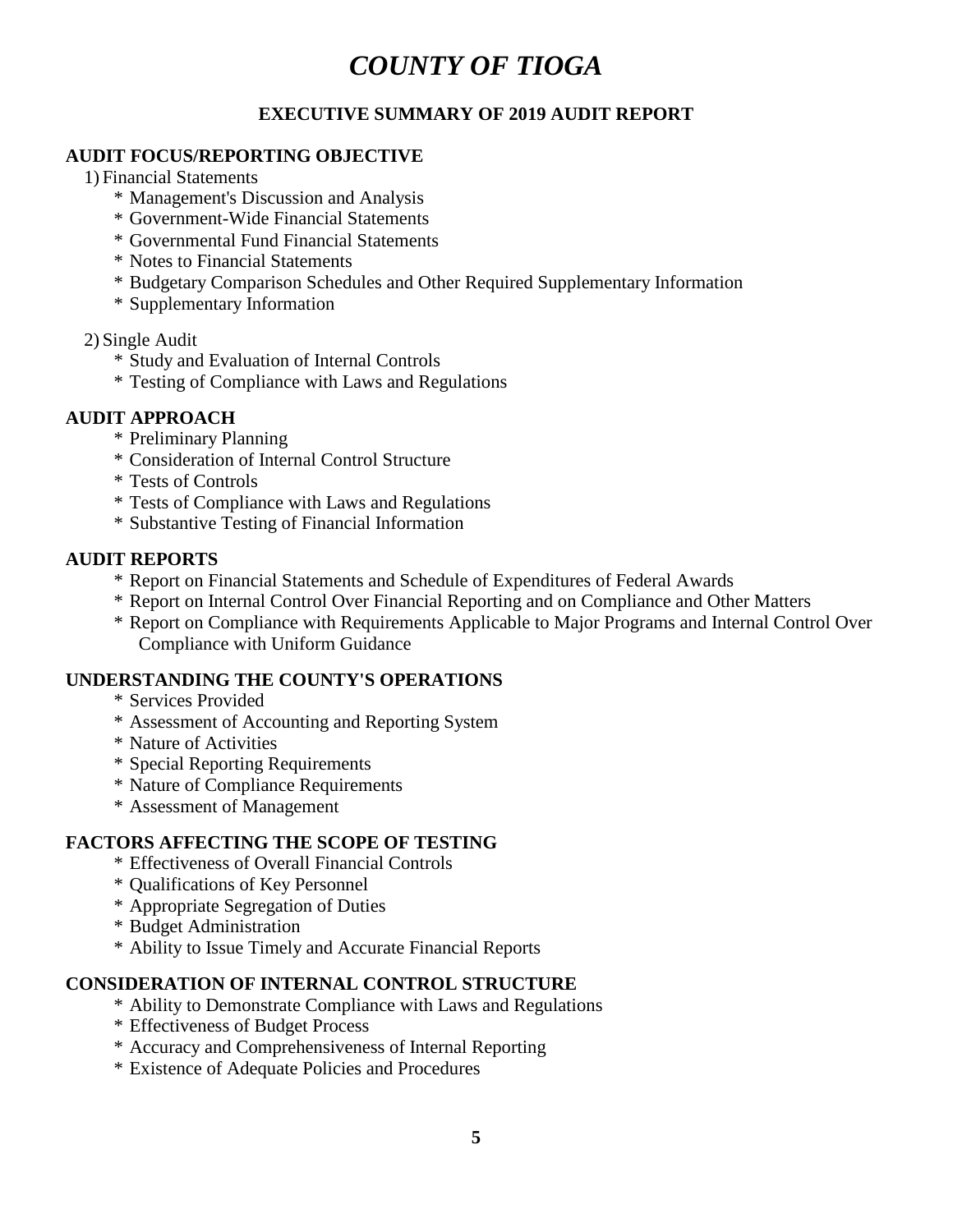# *COUNTY OF TIOGA*

## EXECUTIVE SUMMARY OF 2019 AUDIT REPORT

### AUDIT FOCUS/REPORTING OBJECTIVE

1) Financial Statements
    * Management's Discussion and Analysis
    * Government-Wide Financial Statements
    * Governmental Fund Financial Statements
    * Notes to Financial Statements
    * Budgetary Comparison Schedules and Other Required Supplementary Information
    * Supplementary Information

2) Single Audit
    * Study and Evaluation of Internal Controls
    * Testing of Compliance with Laws and Regulations

### AUDIT APPROACH

* Preliminary Planning
* Consideration of Internal Control Structure
* Tests of Controls
* Tests of Compliance with Laws and Regulations
* Substantive Testing of Financial Information

### AUDIT REPORTS

* Report on Financial Statements and Schedule of Expenditures of Federal Awards
* Report on Internal Control Over Financial Reporting and on Compliance and Other Matters
* Report on Compliance with Requirements Applicable to Major Programs and Internal Control Over Compliance with Uniform Guidance

### UNDERSTANDING THE COUNTY'S OPERATIONS

* Services Provided
* Assessment of Accounting and Reporting System
* Nature of Activities
* Special Reporting Requirements
* Nature of Compliance Requirements
* Assessment of Management

### FACTORS AFFECTING THE SCOPE OF TESTING

* Effectiveness of Overall Financial Controls
* Qualifications of Key Personnel
* Appropriate Segregation of Duties
* Budget Administration
* Ability to Issue Timely and Accurate Financial Reports

### CONSIDERATION OF INTERNAL CONTROL STRUCTURE

* Ability to Demonstrate Compliance with Laws and Regulations
* Effectiveness of Budget Process
* Accuracy and Comprehensiveness of Internal Reporting
* Existence of Adequate Policies and Procedures